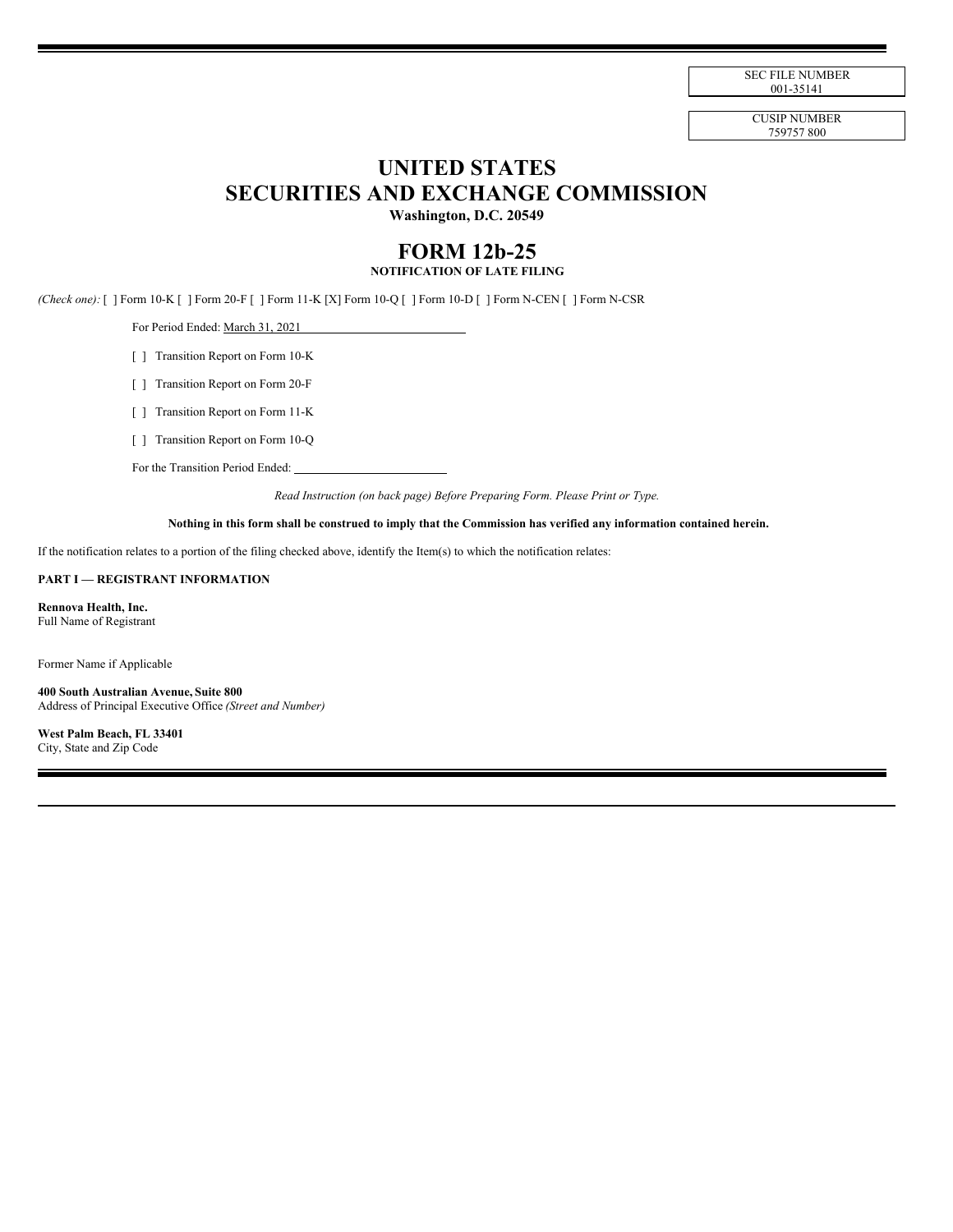SEC FILE NUMBER
001-35141

CUSIP NUMBER
759757 800

# UNITED STATES
# SECURITIES AND EXCHANGE COMMISSION

**Washington, D.C. 20549**

## FORM 12b-25

**NOTIFICATION OF LATE FILING**

*(Check one):* [ ] Form 10-K [ ] Form 20-F [ ] Form 11-K [X] Form 10-Q [ ] Form 10-D [ ] Form N-CEN [ ] Form N-CSR

For Period Ended: March 31, 2021

[ ] Transition Report on Form 10-K

[ ] Transition Report on Form 20-F

[ ] Transition Report on Form 11-K

[ ] Transition Report on Form 10-Q

For the Transition Period Ended: ______________

*Read Instruction (on back page) Before Preparing Form. Please Print or Type.*

**Nothing in this form shall be construed to imply that the Commission has verified any information contained herein.**

If the notification relates to a portion of the filing checked above, identify the Item(s) to which the notification relates:

**PART I — REGISTRANT INFORMATION**

**Rennova Health, Inc.**
Full Name of Registrant

Former Name if Applicable

**400 South Australian Avenue, Suite 800**
Address of Principal Executive Office *(Street and Number)*

**West Palm Beach, FL 33401**
City, State and Zip Code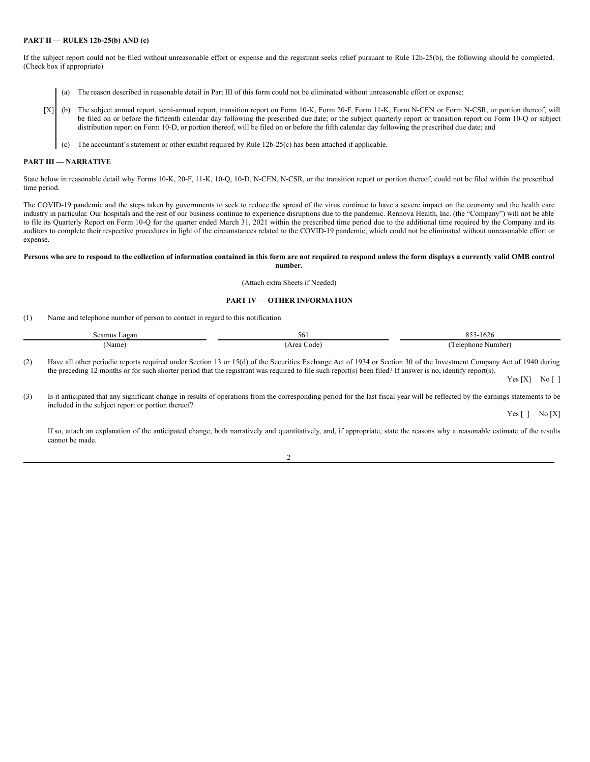**PART II — RULES 12b-25(b) AND (c)**

If the subject report could not be filed without unreasonable effort or expense and the registrant seeks relief pursuant to Rule 12b-25(b), the following should be completed. (Check box if appropriate)

(a) The reason described in reasonable detail in Part III of this form could not be eliminated without unreasonable effort or expense;

[X] (b) The subject annual report, semi-annual report, transition report on Form 10-K, Form 20-F, Form 11-K, Form N-CEN or Form N-CSR, or portion thereof, will be filed on or before the fifteenth calendar day following the prescribed due date; or the subject quarterly report or transition report on Form 10-Q or subject distribution report on Form 10-D, or portion thereof, will be filed on or before the fifth calendar day following the prescribed due date; and

(c) The accountant's statement or other exhibit required by Rule 12b-25(c) has been attached if applicable.

**PART III — NARRATIVE**

State below in reasonable detail why Forms 10-K, 20-F, 11-K, 10-Q, 10-D, N-CEN, N-CSR, or the transition report or portion thereof, could not be filed within the prescribed time period.

The COVID-19 pandemic and the steps taken by governments to seek to reduce the spread of the virus continue to have a severe impact on the economy and the health care industry in particular. Our hospitals and the rest of our business continue to experience disruptions due to the pandemic. Rennova Health, Inc. (the "Company") will not be able to file its Quarterly Report on Form 10-Q for the quarter ended March 31, 2021 within the prescribed time period due to the additional time required by the Company and its auditors to complete their respective procedures in light of the circumstances related to the COVID-19 pandemic, which could not be eliminated without unreasonable effort or expense.

**Persons who are to respond to the collection of information contained in this form are not required to respond unless the form displays a currently valid OMB control number.**

(Attach extra Sheets if Needed)

**PART IV — OTHER INFORMATION**

(1) Name and telephone number of person to contact in regard to this notification

| Seamus Lagan | 561 | 855-1626 |
|---|---|---|
| (Name) | (Area Code) | (Telephone Number) |

(2) Have all other periodic reports required under Section 13 or 15(d) of the Securities Exchange Act of 1934 or Section 30 of the Investment Company Act of 1940 during the preceding 12 months or for such shorter period that the registrant was required to file such report(s) been filed? If answer is no, identify report(s).

Yes [X] No [ ]

(3) Is it anticipated that any significant change in results of operations from the corresponding period for the last fiscal year will be reflected by the earnings statements to be included in the subject report or portion thereof?

Yes [ ] No [X]

If so, attach an explanation of the anticipated change, both narratively and quantitatively, and, if appropriate, state the reasons why a reasonable estimate of the results cannot be made.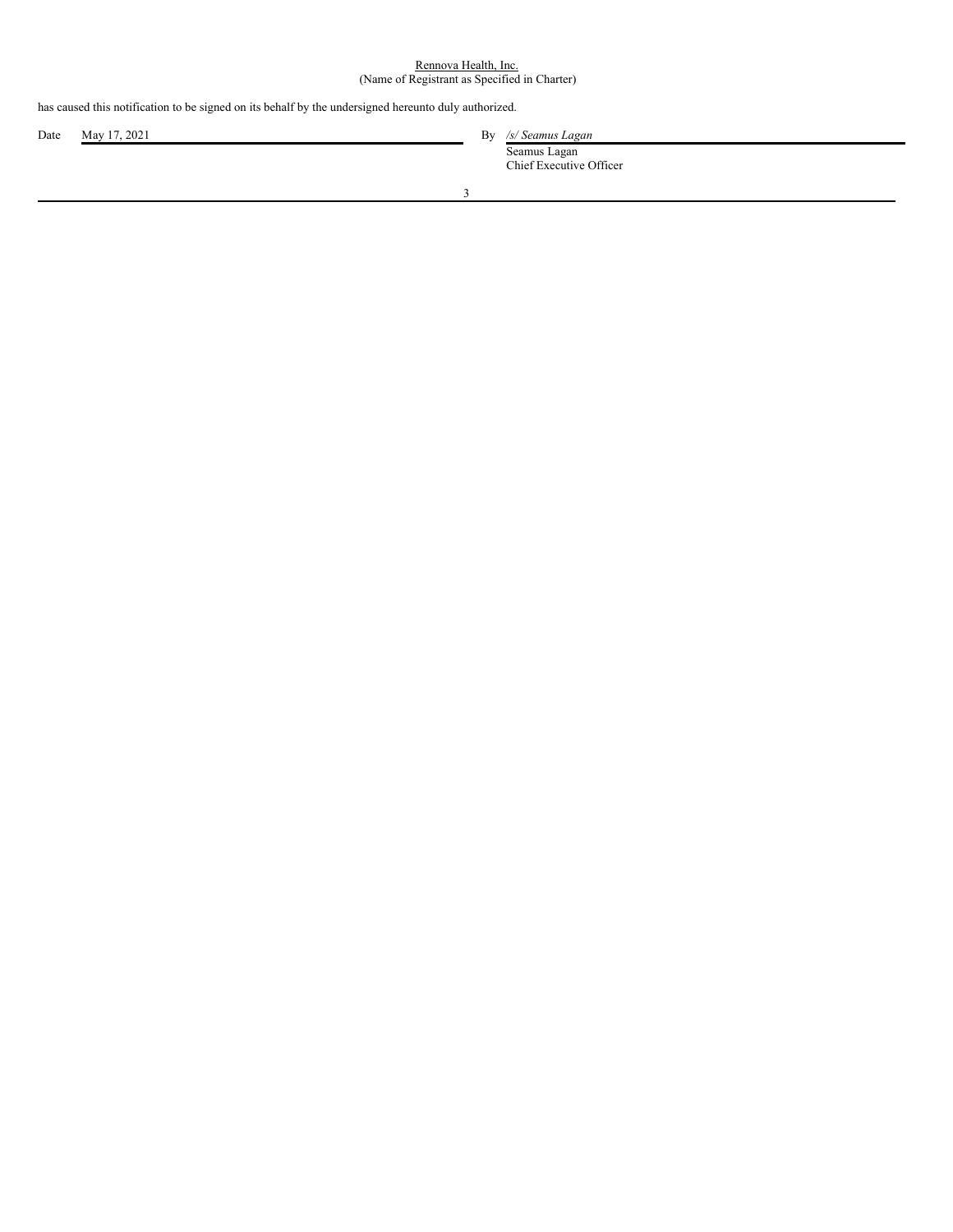Rennova Health, Inc.
(Name of Registrant as Specified in Charter)

has caused this notification to be signed on its behalf by the undersigned hereunto duly authorized.

| | | | |
|---|---|---|---|
| Date | May 17, 2021 | By | */s/ Seamus Lagan* |
| | | | Seamus Lagan |
| | | | Chief Executive Officer |